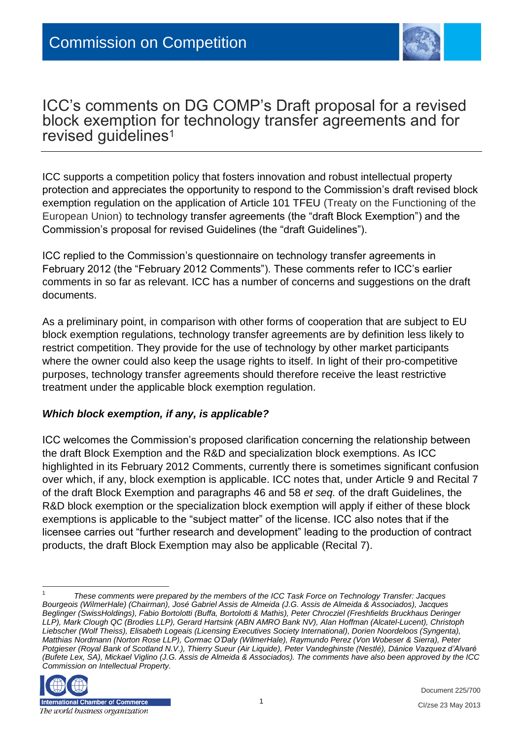# Commission on Competition

## ICC's comments on DG COMP's Draft proposal for a revised block exemption for technology transfer agreements and for revised guidelines[1]

ICC supports a competition policy that fosters innovation and robust intellectual property protection and appreciates the opportunity to respond to the Commission's draft revised block exemption regulation on the application of Article 101 TFEU (Treaty on the Functioning of the European Union) to technology transfer agreements (the "draft Block Exemption") and the Commission's proposal for revised Guidelines (the "draft Guidelines").

ICC replied to the Commission's questionnaire on technology transfer agreements in February 2012 (the "February 2012 Comments"). These comments refer to ICC's earlier comments in so far as relevant. ICC has a number of concerns and suggestions on the draft documents.

As a preliminary point, in comparison with other forms of cooperation that are subject to EU block exemption regulations, technology transfer agreements are by definition less likely to restrict competition. They provide for the use of technology by other market participants where the owner could also keep the usage rights to itself. In light of their pro-competitive purposes, technology transfer agreements should therefore receive the least restrictive treatment under the applicable block exemption regulation.

***Which block exemption, if any, is applicable?***

ICC welcomes the Commission's proposed clarification concerning the relationship between the draft Block Exemption and the R&D and specialization block exemptions. As ICC highlighted in its February 2012 Comments, currently there is sometimes significant confusion over which, if any, block exemption is applicable. ICC notes that, under Article 9 and Recital 7 of the draft Block Exemption and paragraphs 46 and 58 *et seq.* of the draft Guidelines, the R&D block exemption or the specialization block exemption will apply if either of these block exemptions is applicable to the "subject matter" of the license. ICC also notes that if the licensee carries out "further research and development" leading to the production of contract products, the draft Block Exemption may also be applicable (Recital 7).

---

[1] *These comments were prepared by the members of the ICC Task Force on Technology Transfer: Jacques Bourgeois (WilmerHale) (Chairman), José Gabriel Assis de Almeida (J.G. Assis de Almeida & Associados), Jacques Beglinger (SwissHoldings), Fabio Bortolotti (Buffa, Bortolotti & Mathis), Peter Chrocziel (Freshfields Bruckhaus Deringer LLP), Mark Clough QC (Brodies LLP), Gerard Hartsink (ABN AMRO Bank NV), Alan Hoffman (Alcatel-Lucent), Christoph Liebscher (Wolf Theiss), Elisabeth Logeais (Licensing Executives Society International), Dorien Noordeloos (Syngenta), Matthias Nordmann (Norton Rose LLP), Cormac O'Daly (WilmerHale), Raymundo Perez (Von Wobeser & Sierra), Peter Potgieser (Royal Bank of Scotland N.V.), Thierry Sueur (Air Liquide), Peter Vandeghinste (Nestlé), Dánice Vazquez d'Alvaré (Bufete Lex, SA), Mickael Viglino (J.G. Assis de Almeida & Associados). The comments have also been approved by the ICC Commission on Intellectual Property.*

Document 225/700

CI/zse 23 May 2013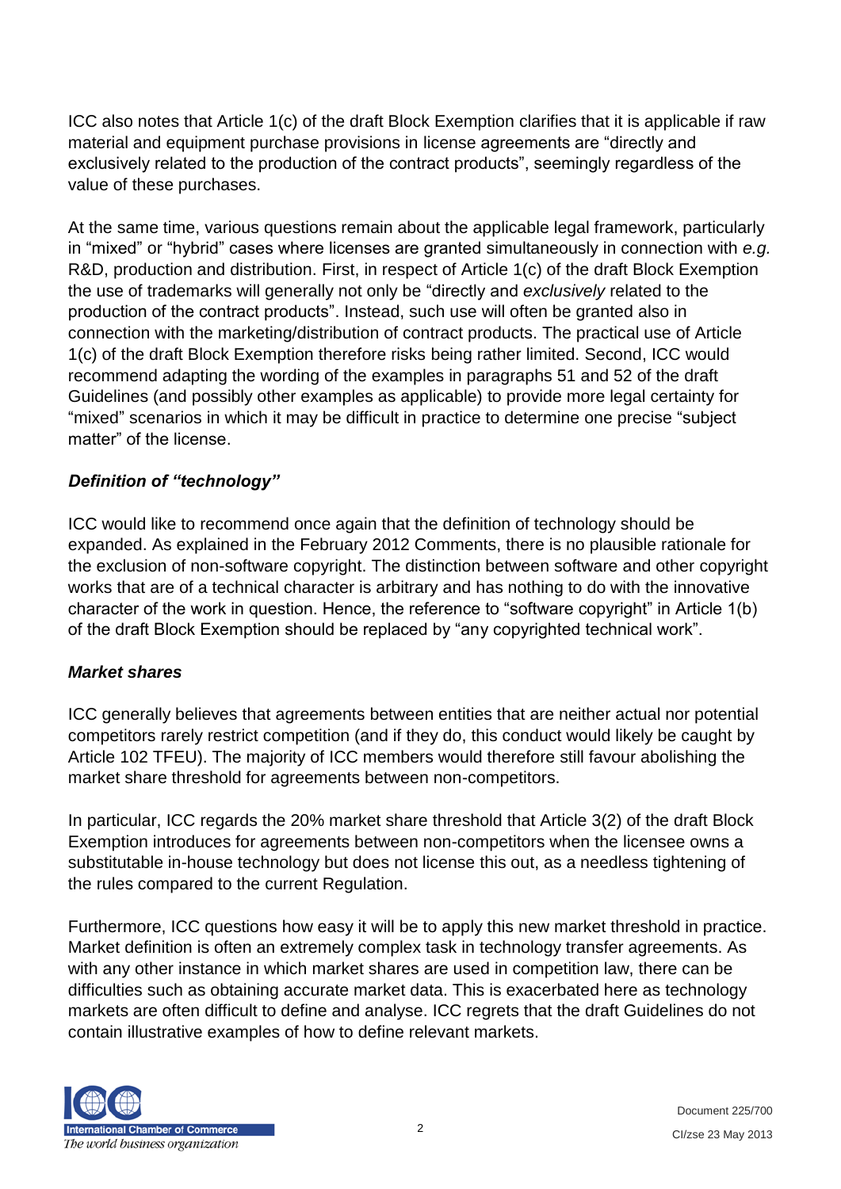ICC also notes that Article 1(c) of the draft Block Exemption clarifies that it is applicable if raw material and equipment purchase provisions in license agreements are "directly and exclusively related to the production of the contract products", seemingly regardless of the value of these purchases.

At the same time, various questions remain about the applicable legal framework, particularly in "mixed" or "hybrid" cases where licenses are granted simultaneously in connection with *e.g.* R&D, production and distribution. First, in respect of Article 1(c) of the draft Block Exemption the use of trademarks will generally not only be "directly and *exclusively* related to the production of the contract products". Instead, such use will often be granted also in connection with the marketing/distribution of contract products. The practical use of Article 1(c) of the draft Block Exemption therefore risks being rather limited. Second, ICC would recommend adapting the wording of the examples in paragraphs 51 and 52 of the draft Guidelines (and possibly other examples as applicable) to provide more legal certainty for "mixed" scenarios in which it may be difficult in practice to determine one precise "subject matter" of the license.

***Definition of "technology"***

ICC would like to recommend once again that the definition of technology should be expanded. As explained in the February 2012 Comments, there is no plausible rationale for the exclusion of non-software copyright. The distinction between software and other copyright works that are of a technical character is arbitrary and has nothing to do with the innovative character of the work in question. Hence, the reference to "software copyright" in Article 1(b) of the draft Block Exemption should be replaced by "any copyrighted technical work".

***Market shares***

ICC generally believes that agreements between entities that are neither actual nor potential competitors rarely restrict competition (and if they do, this conduct would likely be caught by Article 102 TFEU). The majority of ICC members would therefore still favour abolishing the market share threshold for agreements between non-competitors.

In particular, ICC regards the 20% market share threshold that Article 3(2) of the draft Block Exemption introduces for agreements between non-competitors when the licensee owns a substitutable in-house technology but does not license this out, as a needless tightening of the rules compared to the current Regulation.

Furthermore, ICC questions how easy it will be to apply this new market threshold in practice. Market definition is often an extremely complex task in technology transfer agreements. As with any other instance in which market shares are used in competition law, there can be difficulties such as obtaining accurate market data. This is exacerbated here as technology markets are often difficult to define and analyse. ICC regrets that the draft Guidelines do not contain illustrative examples of how to define relevant markets.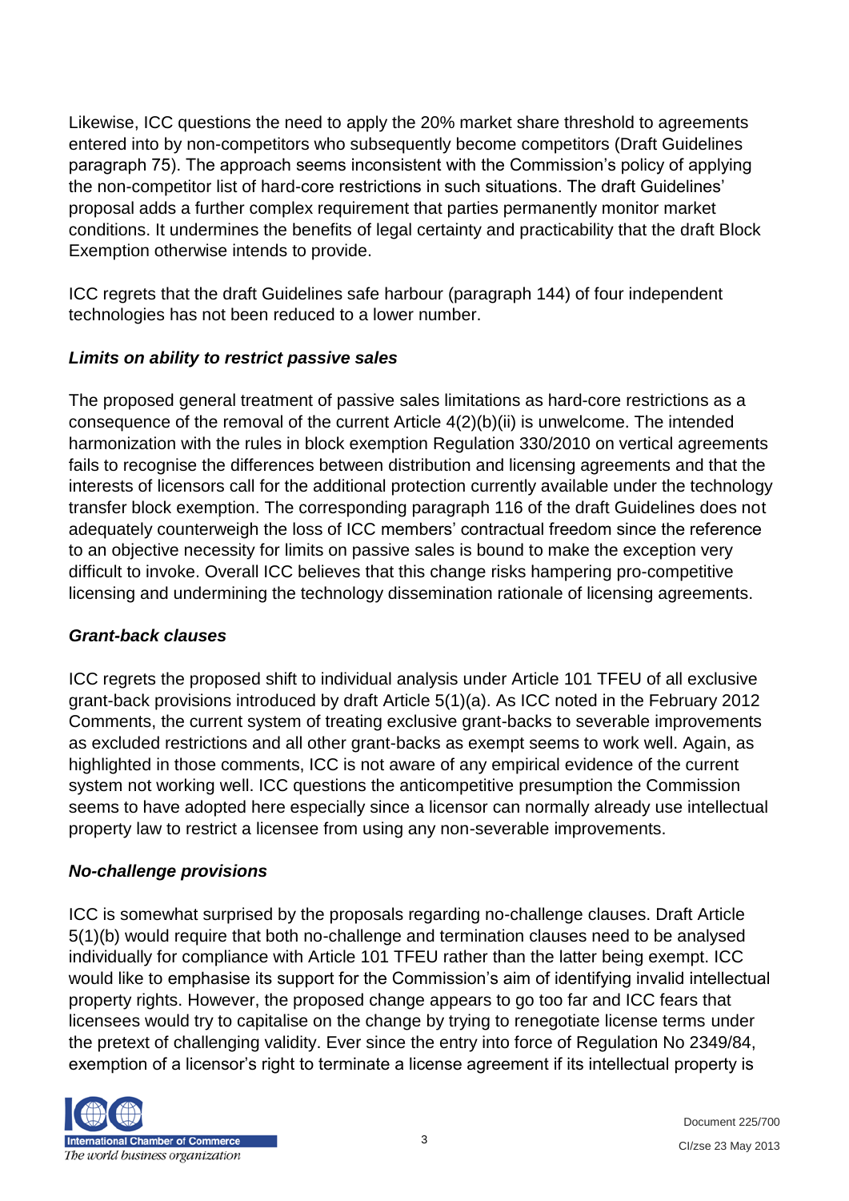Likewise, ICC questions the need to apply the 20% market share threshold to agreements entered into by non-competitors who subsequently become competitors (Draft Guidelines paragraph 75). The approach seems inconsistent with the Commission's policy of applying the non-competitor list of hard-core restrictions in such situations. The draft Guidelines' proposal adds a further complex requirement that parties permanently monitor market conditions. It undermines the benefits of legal certainty and practicability that the draft Block Exemption otherwise intends to provide.

ICC regrets that the draft Guidelines safe harbour (paragraph 144) of four independent technologies has not been reduced to a lower number.

### *Limits on ability to restrict passive sales*

The proposed general treatment of passive sales limitations as hard-core restrictions as a consequence of the removal of the current Article 4(2)(b)(ii) is unwelcome. The intended harmonization with the rules in block exemption Regulation 330/2010 on vertical agreements fails to recognise the differences between distribution and licensing agreements and that the interests of licensors call for the additional protection currently available under the technology transfer block exemption. The corresponding paragraph 116 of the draft Guidelines does not adequately counterweigh the loss of ICC members' contractual freedom since the reference to an objective necessity for limits on passive sales is bound to make the exception very difficult to invoke. Overall ICC believes that this change risks hampering pro-competitive licensing and undermining the technology dissemination rationale of licensing agreements.

### *Grant-back clauses*

ICC regrets the proposed shift to individual analysis under Article 101 TFEU of all exclusive grant-back provisions introduced by draft Article 5(1)(a). As ICC noted in the February 2012 Comments, the current system of treating exclusive grant-backs to severable improvements as excluded restrictions and all other grant-backs as exempt seems to work well. Again, as highlighted in those comments, ICC is not aware of any empirical evidence of the current system not working well. ICC questions the anticompetitive presumption the Commission seems to have adopted here especially since a licensor can normally already use intellectual property law to restrict a licensee from using any non-severable improvements.

### *No-challenge provisions*

ICC is somewhat surprised by the proposals regarding no-challenge clauses. Draft Article 5(1)(b) would require that both no-challenge and termination clauses need to be analysed individually for compliance with Article 101 TFEU rather than the latter being exempt. ICC would like to emphasise its support for the Commission's aim of identifying invalid intellectual property rights. However, the proposed change appears to go too far and ICC fears that licensees would try to capitalise on the change by trying to renegotiate license terms under the pretext of challenging validity. Ever since the entry into force of Regulation No 2349/84, exemption of a licensor's right to terminate a license agreement if its intellectual property is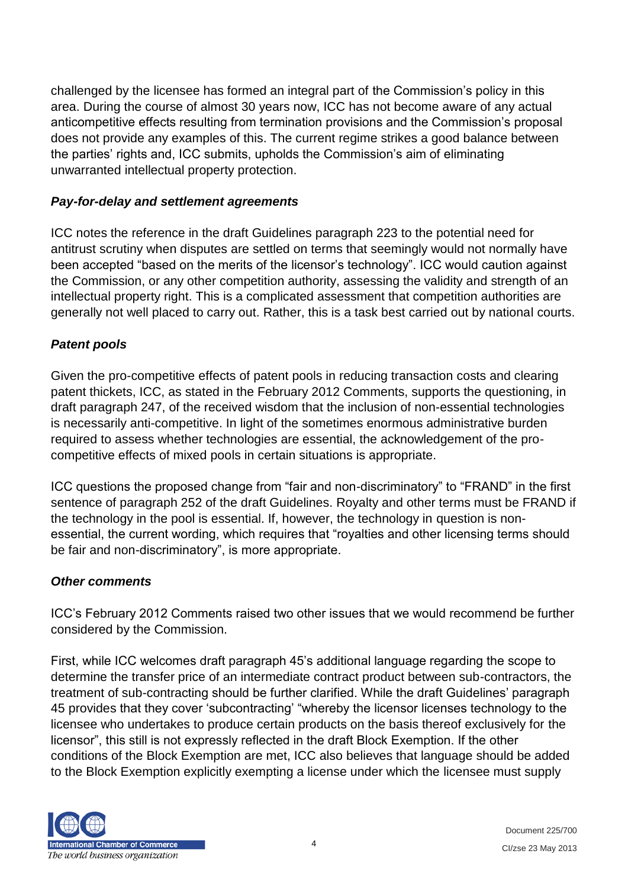challenged by the licensee has formed an integral part of the Commission's policy in this area. During the course of almost 30 years now, ICC has not become aware of any actual anticompetitive effects resulting from termination provisions and the Commission's proposal does not provide any examples of this. The current regime strikes a good balance between the parties' rights and, ICC submits, upholds the Commission's aim of eliminating unwarranted intellectual property protection.

### *Pay-for-delay and settlement agreements*

ICC notes the reference in the draft Guidelines paragraph 223 to the potential need for antitrust scrutiny when disputes are settled on terms that seemingly would not normally have been accepted "based on the merits of the licensor's technology". ICC would caution against the Commission, or any other competition authority, assessing the validity and strength of an intellectual property right. This is a complicated assessment that competition authorities are generally not well placed to carry out. Rather, this is a task best carried out by national courts.

### *Patent pools*

Given the pro-competitive effects of patent pools in reducing transaction costs and clearing patent thickets, ICC, as stated in the February 2012 Comments, supports the questioning, in draft paragraph 247, of the received wisdom that the inclusion of non-essential technologies is necessarily anti-competitive. In light of the sometimes enormous administrative burden required to assess whether technologies are essential, the acknowledgement of the pro-competitive effects of mixed pools in certain situations is appropriate.

ICC questions the proposed change from "fair and non-discriminatory" to "FRAND" in the first sentence of paragraph 252 of the draft Guidelines. Royalty and other terms must be FRAND if the technology in the pool is essential. If, however, the technology in question is non-essential, the current wording, which requires that "royalties and other licensing terms should be fair and non-discriminatory", is more appropriate.

### *Other comments*

ICC's February 2012 Comments raised two other issues that we would recommend be further considered by the Commission.

First, while ICC welcomes draft paragraph 45's additional language regarding the scope to determine the transfer price of an intermediate contract product between sub-contractors, the treatment of sub-contracting should be further clarified. While the draft Guidelines' paragraph 45 provides that they cover 'subcontracting' "whereby the licensor licenses technology to the licensee who undertakes to produce certain products on the basis thereof exclusively for the licensor", this still is not expressly reflected in the draft Block Exemption. If the other conditions of the Block Exemption are met, ICC also believes that language should be added to the Block Exemption explicitly exempting a license under which the licensee must supply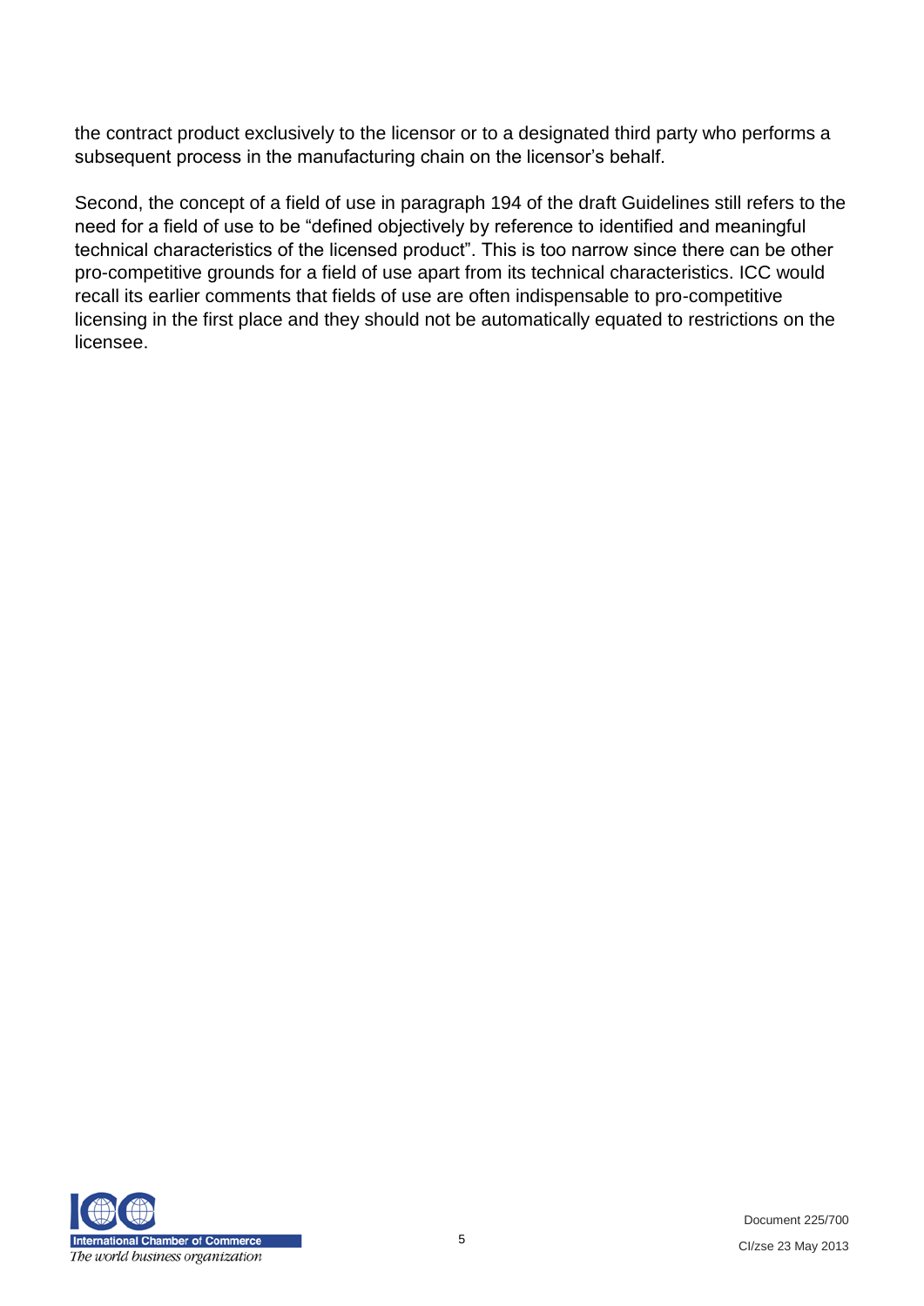the contract product exclusively to the licensor or to a designated third party who performs a subsequent process in the manufacturing chain on the licensor's behalf.

Second, the concept of a field of use in paragraph 194 of the draft Guidelines still refers to the need for a field of use to be "defined objectively by reference to identified and meaningful technical characteristics of the licensed product". This is too narrow since there can be other pro-competitive grounds for a field of use apart from its technical characteristics. ICC would recall its earlier comments that fields of use are often indispensable to pro-competitive licensing in the first place and they should not be automatically equated to restrictions on the licensee.